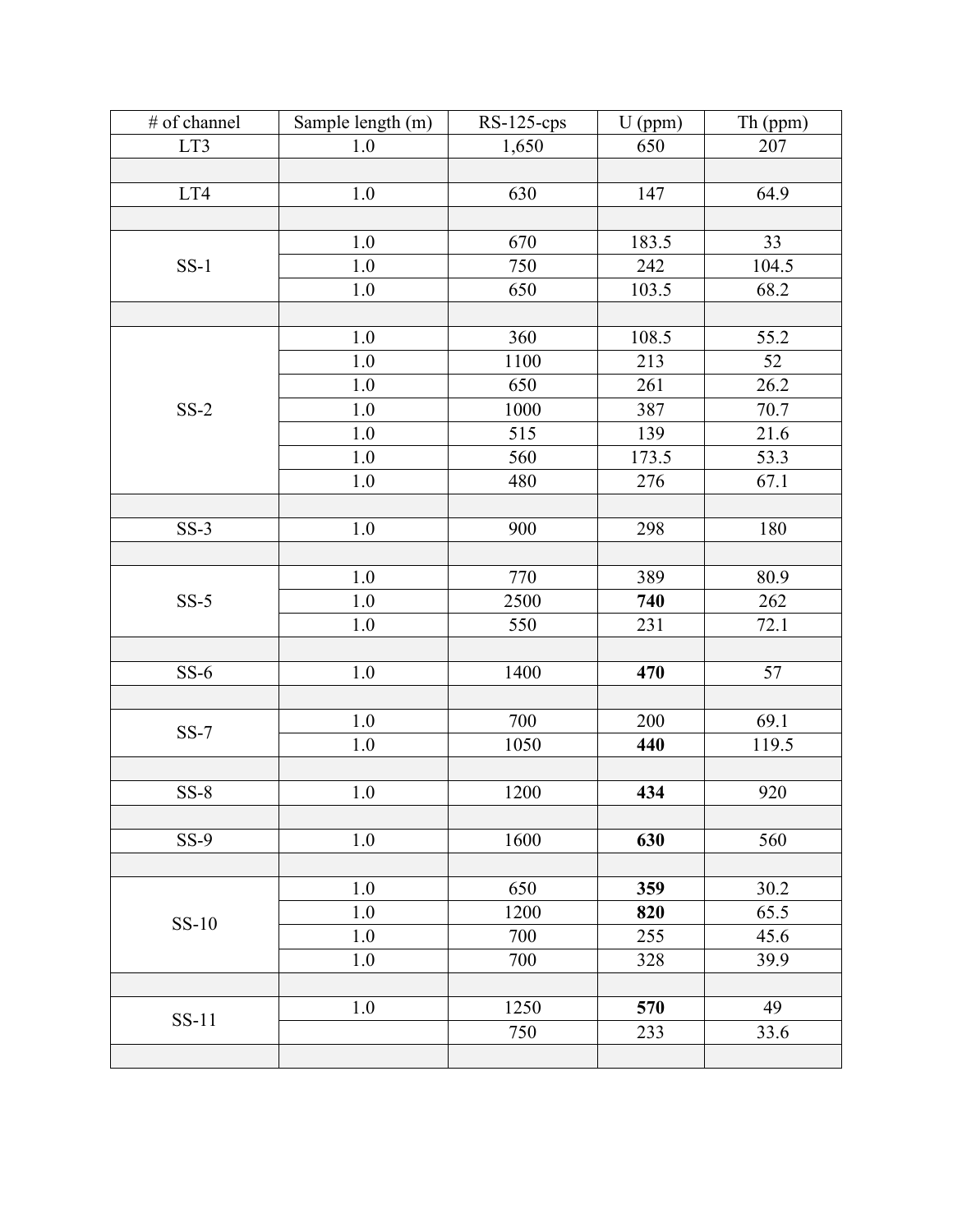| # of channel | Sample length (m) | RS-125-cps | U (ppm) | Th (ppm) |
|---|---|---|---|---|
| LT3 | 1.0 | 1,650 | 650 | 207 |
| | | | | |
| LT4 | 1.0 | 630 | 147 | 64.9 |
| | | | | |
| SS-1 | 1.0 | 670 | 183.5 | 33 |
| | 1.0 | 750 | 242 | 104.5 |
| | 1.0 | 650 | 103.5 | 68.2 |
| | | | | |
| SS-2 | 1.0 | 360 | 108.5 | 55.2 |
| | 1.0 | 1100 | 213 | 52 |
| | 1.0 | 650 | 261 | 26.2 |
| | 1.0 | 1000 | 387 | 70.7 |
| | 1.0 | 515 | 139 | 21.6 |
| | 1.0 | 560 | 173.5 | 53.3 |
| | 1.0 | 480 | 276 | 67.1 |
| | | | | |
| SS-3 | 1.0 | 900 | 298 | 180 |
| | | | | |
| SS-5 | 1.0 | 770 | 389 | 80.9 |
| | 1.0 | 2500 | **740** | 262 |
| | 1.0 | 550 | 231 | 72.1 |
| | | | | |
| SS-6 | 1.0 | 1400 | **470** | 57 |
| | | | | |
| SS-7 | 1.0 | 700 | 200 | 69.1 |
| | 1.0 | 1050 | **440** | 119.5 |
| | | | | |
| SS-8 | 1.0 | 1200 | **434** | 920 |
| | | | | |
| SS-9 | 1.0 | 1600 | **630** | 560 |
| | | | | |
| SS-10 | 1.0 | 650 | **359** | 30.2 |
| | 1.0 | 1200 | **820** | 65.5 |
| | 1.0 | 700 | 255 | 45.6 |
| | 1.0 | 700 | 328 | 39.9 |
| | | | | |
| SS-11 | 1.0 | 1250 | **570** | 49 |
| | | 750 | 233 | 33.6 |
| | | | | |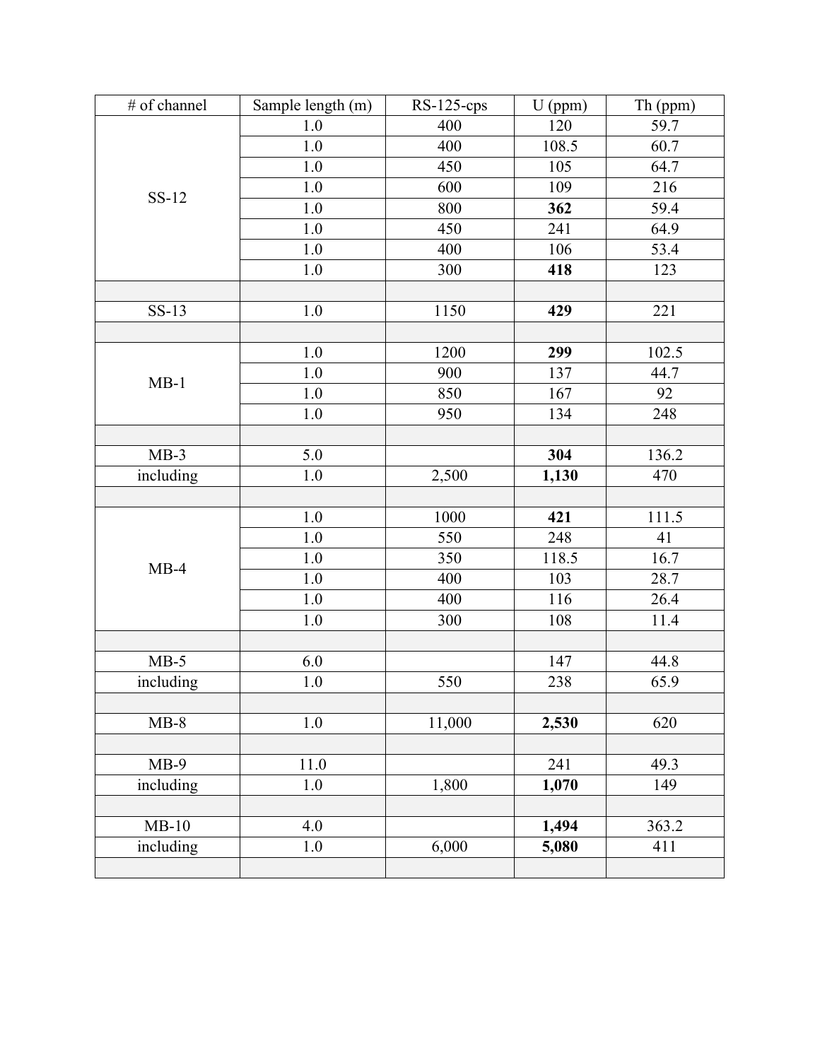| # of channel | Sample length (m) | RS-125-cps | U (ppm) | Th (ppm) |
|---|---|---|---|---|
| SS-12 | 1.0 | 400 | 120 | 59.7 |
| | 1.0 | 400 | 108.5 | 60.7 |
| | 1.0 | 450 | 105 | 64.7 |
| | 1.0 | 600 | 109 | 216 |
| | 1.0 | 800 | **362** | 59.4 |
| | 1.0 | 450 | 241 | 64.9 |
| | 1.0 | 400 | 106 | 53.4 |
| | 1.0 | 300 | **418** | 123 |
| | | | | |
| SS-13 | 1.0 | 1150 | **429** | 221 |
| | | | | |
| MB-1 | 1.0 | 1200 | **299** | 102.5 |
| | 1.0 | 900 | 137 | 44.7 |
| | 1.0 | 850 | 167 | 92 |
| | 1.0 | 950 | 134 | 248 |
| | | | | |
| MB-3 | 5.0 | | **304** | 136.2 |
| including | 1.0 | 2,500 | **1,130** | 470 |
| | | | | |
| MB-4 | 1.0 | 1000 | **421** | 111.5 |
| | 1.0 | 550 | 248 | 41 |
| | 1.0 | 350 | 118.5 | 16.7 |
| | 1.0 | 400 | 103 | 28.7 |
| | 1.0 | 400 | 116 | 26.4 |
| | 1.0 | 300 | 108 | 11.4 |
| | | | | |
| MB-5 | 6.0 | | 147 | 44.8 |
| including | 1.0 | 550 | 238 | 65.9 |
| | | | | |
| MB-8 | 1.0 | 11,000 | **2,530** | 620 |
| | | | | |
| MB-9 | 11.0 | | 241 | 49.3 |
| including | 1.0 | 1,800 | **1,070** | 149 |
| | | | | |
| MB-10 | 4.0 | | **1,494** | 363.2 |
| including | 1.0 | 6,000 | **5,080** | 411 |
| | | | | |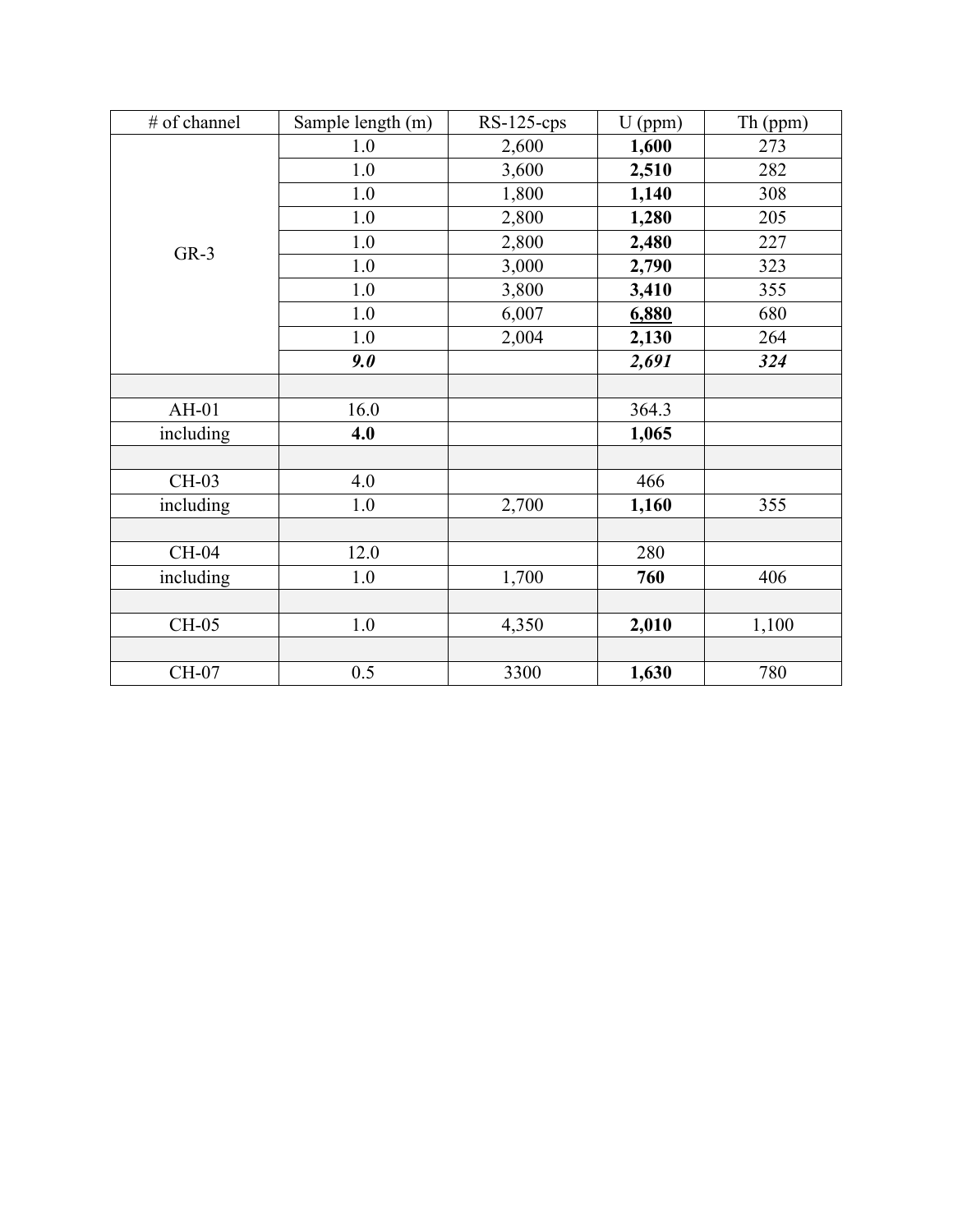| # of channel | Sample length (m) | RS-125-cps | U (ppm) | Th (ppm) |
|---|---|---|---|---|
| GR-3 | 1.0 | 2,600 | **1,600** | 273 |
| | 1.0 | 3,600 | **2,510** | 282 |
| | 1.0 | 1,800 | **1,140** | 308 |
| | 1.0 | 2,800 | **1,280** | 205 |
| | 1.0 | 2,800 | **2,480** | 227 |
| | 1.0 | 3,000 | **2,790** | 323 |
| | 1.0 | 3,800 | **3,410** | 355 |
| | 1.0 | 6,007 | **6,880** | 680 |
| | 1.0 | 2,004 | **2,130** | 264 |
| | ***9.0*** | | ***2,691*** | ***324*** |
| | | | | |
| AH-01 | 16.0 | | 364.3 | |
| including | **4.0** | | **1,065** | |
| | | | | |
| CH-03 | 4.0 | | 466 | |
| including | 1.0 | 2,700 | **1,160** | 355 |
| | | | | |
| CH-04 | 12.0 | | 280 | |
| including | 1.0 | 1,700 | **760** | 406 |
| | | | | |
| CH-05 | 1.0 | 4,350 | **2,010** | 1,100 |
| | | | | |
| CH-07 | 0.5 | 3300 | **1,630** | 780 |